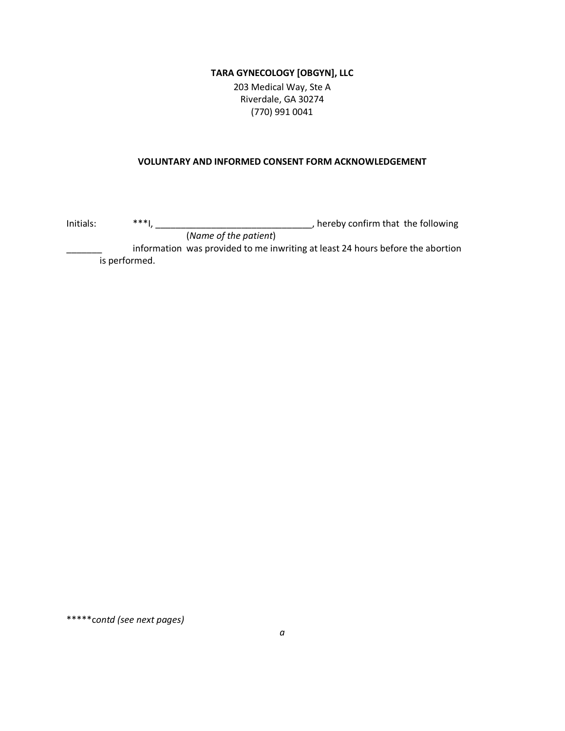**TARA GYNECOLOGY [OBGYN], LLC**

203 Medical Way, Ste A
Riverdale, GA 30274
(770) 991 0041

**VOLUNTARY AND INFORMED CONSENT FORM ACKNOWLEDGEMENT**

Initials: ***I, _______________________________, hereby confirm that the following
(*Name of the patient*)
_______ information was provided to me inwriting at least 24 hours before the abortion is performed.

*****contd (see next pages)*

*a*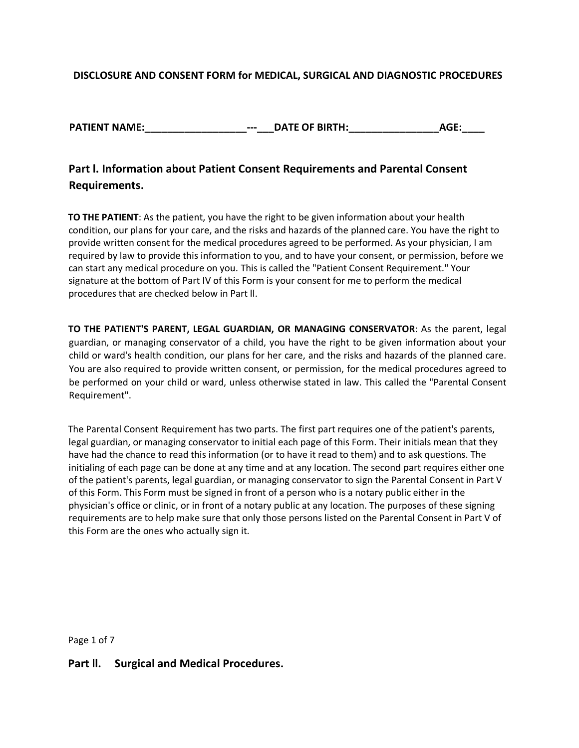**DISCLOSURE AND CONSENT FORM for MEDICAL, SURGICAL AND DIAGNOSTIC PROCEDURES**

**PATIENT NAME:__________________---___DATE OF BIRTH:________________AGE:____**

## Part l. Information about Patient Consent Requirements and Parental Consent Requirements.

**TO THE PATIENT**: As the patient, you have the right to be given information about your health condition, our plans for your care, and the risks and hazards of the planned care. You have the right to provide written consent for the medical procedures agreed to be performed. As your physician, I am required by law to provide this information to you, and to have your consent, or permission, before we can start any medical procedure on you. This is called the "Patient Consent Requirement." Your signature at the bottom of Part IV of this Form is your consent for me to perform the medical procedures that are checked below in Part ll.

**TO THE PATIENT'S PARENT, LEGAL GUARDIAN, OR MANAGING CONSERVATOR**: As the parent, legal guardian, or managing conservator of a child, you have the right to be given information about your child or ward's health condition, our plans for her care, and the risks and hazards of the planned care. You are also required to provide written consent, or permission, for the medical procedures agreed to be performed on your child or ward, unless otherwise stated in law. This called the "Parental Consent Requirement".

The Parental Consent Requirement has two parts. The first part requires one of the patient's parents, legal guardian, or managing conservator to initial each page of this Form. Their initials mean that they have had the chance to read this information (or to have it read to them) and to ask questions. The initialing of each page can be done at any time and at any location. The second part requires either one of the patient's parents, legal guardian, or managing conservator to sign the Parental Consent in Part V of this Form. This Form must be signed in front of a person who is a notary public either in the physician's office or clinic, or in front of a notary public at any location. The purposes of these signing requirements are to help make sure that only those persons listed on the Parental Consent in Part V of this Form are the ones who actually sign it.

## Part ll. Surgical and Medical Procedures.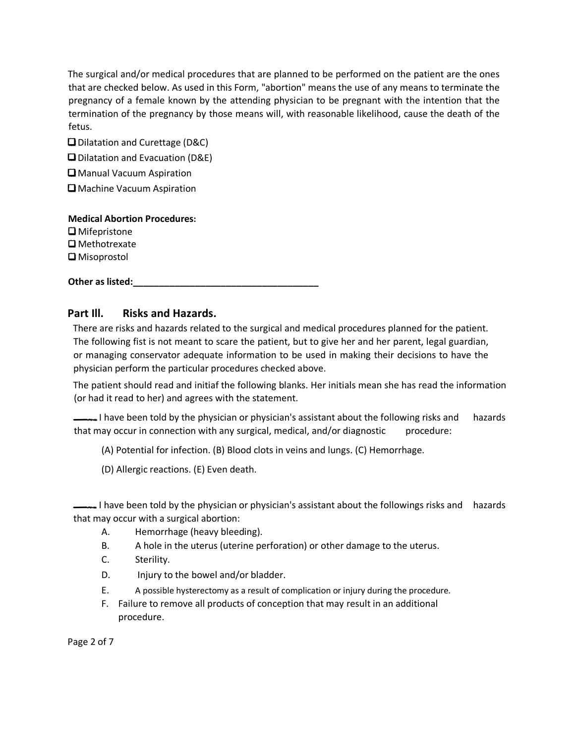The surgical and/or medical procedures that are planned to be performed on the patient are the ones that are checked below. As used in this Form, "abortion" means the use of any means to terminate the pregnancy of a female known by the attending physician to be pregnant with the intention that the termination of the pregnancy by those means will, with reasonable likelihood, cause the death of the fetus.

❑ Dilatation and Curettage (D&C)

❑ Dilatation and Evacuation (D&E)

❑ Manual Vacuum Aspiration

❑ Machine Vacuum Aspiration

**Medical Abortion Procedures:**

❑ Mifepristone

❑ Methotrexate

❑ Misoprostol

**Other as listed:\_\_\_\_\_\_\_\_\_\_\_\_\_\_\_\_\_\_\_\_\_\_\_\_\_\_\_\_\_\_\_\_\_\_\_\_**

## Part Ill. Risks and Hazards.

There are risks and hazards related to the surgical and medical procedures planned for the patient. The following fist is not meant to scare the patient, but to give her and her parent, legal guardian, or managing conservator adequate information to be used in making their decisions to have the physician perform the particular procedures checked above.

The patient should read and initiaf the following blanks. Her initials mean she has read the information (or had it read to her) and agrees with the statement.

\_\_\_\_ I have been told by the physician or physician's assistant about the following risks and hazards that may occur in connection with any surgical, medical, and/or diagnostic procedure:

(A) Potential for infection. (B) Blood clots in veins and lungs. (C) Hemorrhage.

(D) Allergic reactions. (E) Even death.

\_\_\_\_ I have been told by the physician or physician's assistant about the followings risks and hazards that may occur with a surgical abortion:

A. Hemorrhage (heavy bleeding).
B. A hole in the uterus (uterine perforation) or other damage to the uterus.
C. Sterility.
D. Injury to the bowel and/or bladder.
E. A possible hysterectomy as a result of complication or injury during the procedure.
F. Failure to remove all products of conception that may result in an additional procedure.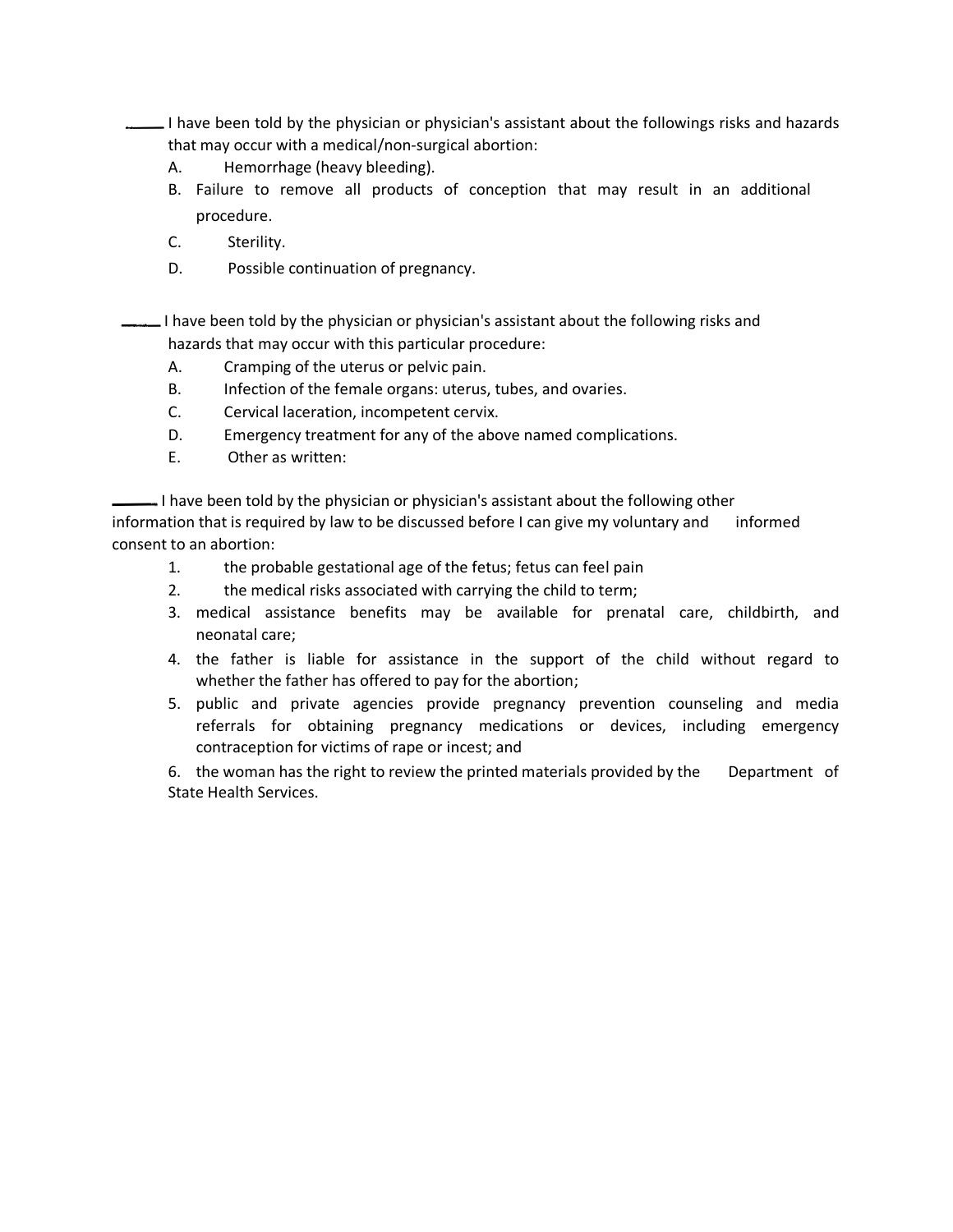_____ I have been told by the physician or physician's assistant about the followings risks and hazards that may occur with a medical/non-surgical abortion:

A. Hemorrhage (heavy bleeding).

B. Failure to remove all products of conception that may result in an additional procedure.

C. Sterility.

D. Possible continuation of pregnancy.

_____ I have been told by the physician or physician's assistant about the following risks and hazards that may occur with this particular procedure:

A. Cramping of the uterus or pelvic pain.

B. Infection of the female organs: uterus, tubes, and ovaries.

C. Cervical laceration, incompetent cervix.

D. Emergency treatment for any of the above named complications.

E. Other as written:

_____ I have been told by the physician or physician's assistant about the following other information that is required by law to be discussed before I can give my voluntary and informed consent to an abortion:

1. the probable gestational age of the fetus; fetus can feel pain
2. the medical risks associated with carrying the child to term;
3. medical assistance benefits may be available for prenatal care, childbirth, and neonatal care;
4. the father is liable for assistance in the support of the child without regard to whether the father has offered to pay for the abortion;
5. public and private agencies provide pregnancy prevention counseling and media referrals for obtaining pregnancy medications or devices, including emergency contraception for victims of rape or incest; and
6. the woman has the right to review the printed materials provided by the Department of State Health Services.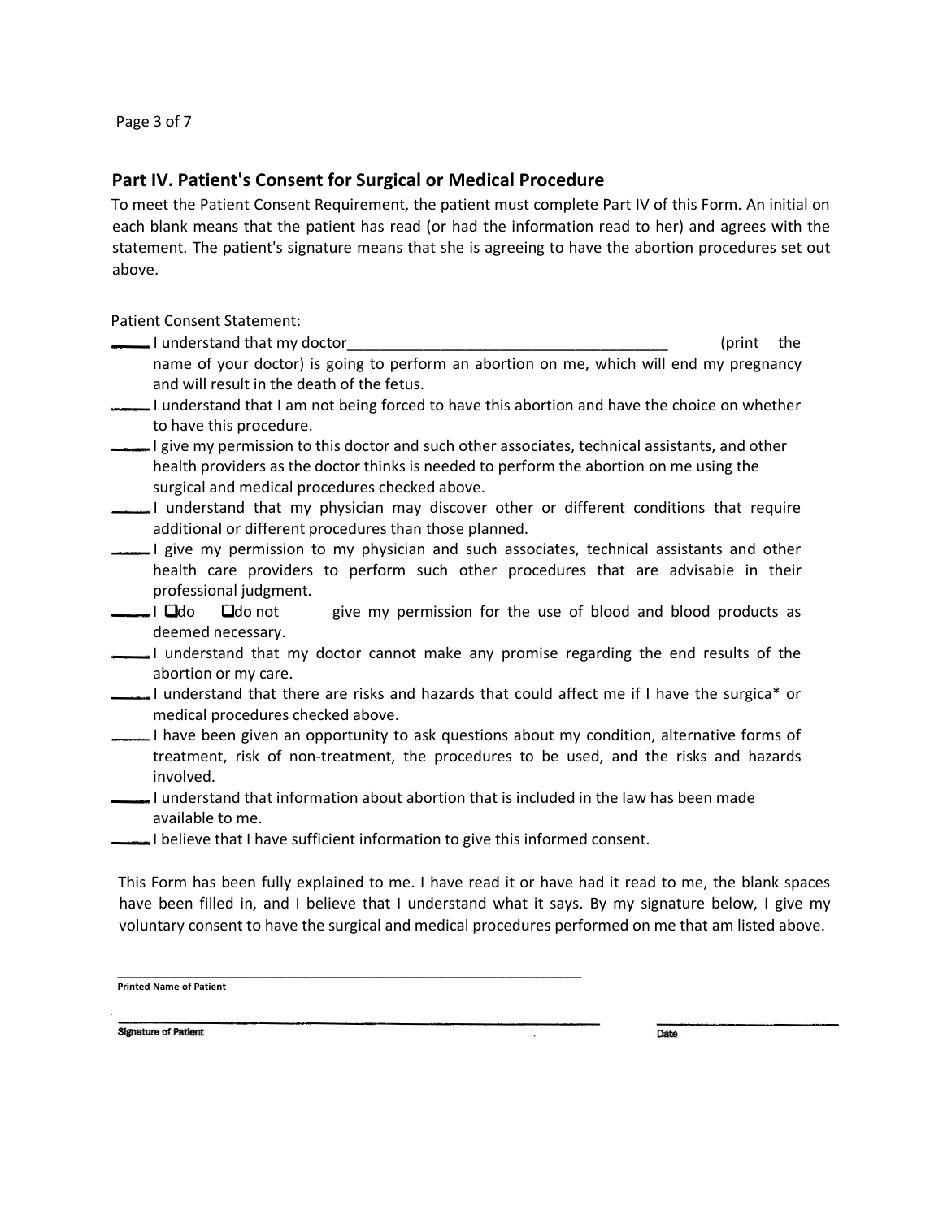## Part IV. Patient's Consent for Surgical or Medical Procedure

To meet the Patient Consent Requirement, the patient must complete Part IV of this Form. An initial on each blank means that the patient has read (or had the information read to her) and agrees with the statement. The patient's signature means that she is agreeing to have the abortion procedures set out above.

Patient Consent Statement:

_____ I understand that my doctor_____________________________________ (print the name of your doctor) is going to perform an abortion on me, which will end my pregnancy and will result in the death of the fetus.

_____ I understand that I am not being forced to have this abortion and have the choice on whether to have this procedure.

_____ I give my permission to this doctor and such other associates, technical assistants, and other health providers as the doctor thinks is needed to perform the abortion on me using the surgical and medical procedures checked above.

_____ I understand that my physician may discover other or different conditions that require additional or different procedures than those planned.

_____ I give my permission to my physician and such associates, technical assistants and other health care providers to perform such other procedures that are advisabie in their professional judgment.

_____ I ☐do ☐do not give my permission for the use of blood and blood products as deemed necessary.

_____ I understand that my doctor cannot make any promise regarding the end results of the abortion or my care.

_____ I understand that there are risks and hazards that could affect me if I have the surgica* or medical procedures checked above.

_____ I have been given an opportunity to ask questions about my condition, alternative forms of treatment, risk of non-treatment, the procedures to be used, and the risks and hazards involved.

_____ I understand that information about abortion that is included in the law has been made available to me.

_____ I believe that I have sufficient information to give this informed consent.

This Form has been fully explained to me. I have read it or have had it read to me, the blank spaces have been filled in, and I believe that I understand what it says. By my signature below, I give my voluntary consent to have the surgical and medical procedures performed on me that am listed above.

_____________________________________________________________

**Printed Name of Patient**

_____________________________________________________________ ____________________

**Signature of Patient** **Date**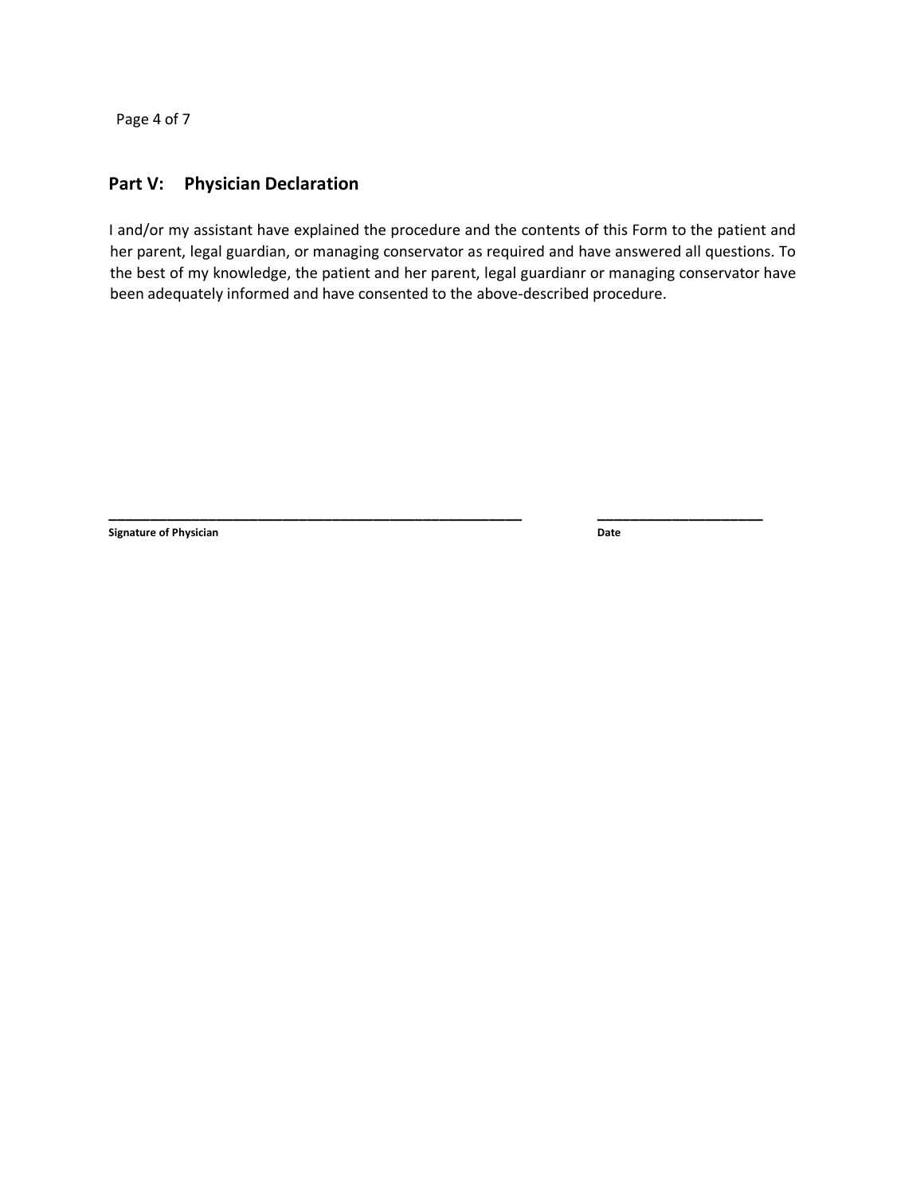## Part V: Physician Declaration

I and/or my assistant have explained the procedure and the contents of this Form to the patient and her parent, legal guardian, or managing conservator as required and have answered all questions. To the best of my knowledge, the patient and her parent, legal guardianr or managing conservator have been adequately informed and have consented to the above-described procedure.

\_\_\_\_\_\_\_\_\_\_\_\_\_\_\_\_\_\_\_\_\_\_\_\_\_\_\_\_\_\_\_\_\_\_\_\_\_\_\_\_\_\_\_\_\_\_\_\_ \_\_\_\_\_\_\_\_\_\_\_\_\_\_\_\_\_\_\_\_

**Signature of Physician** **Date**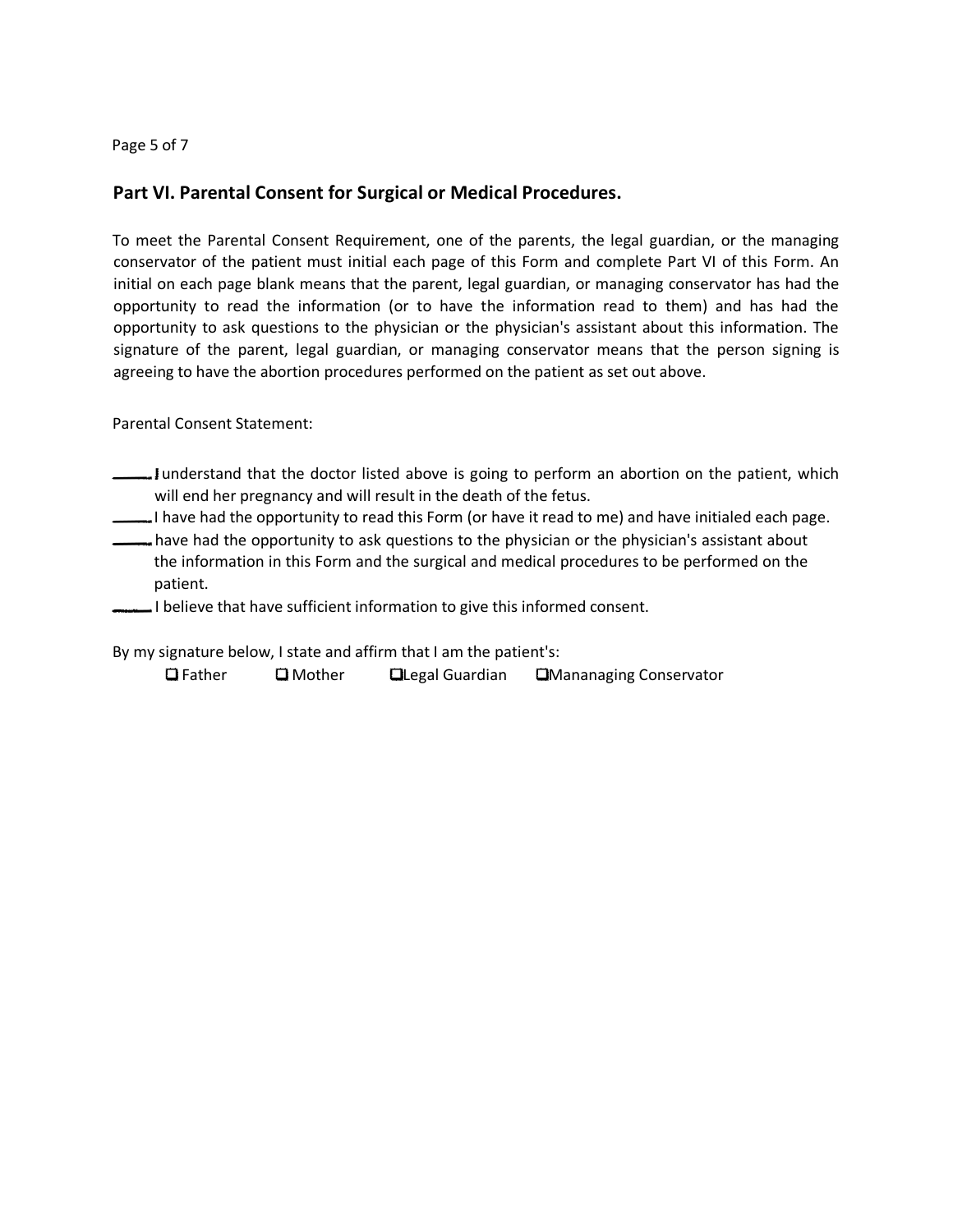## Part VI. Parental Consent for Surgical or Medical Procedures.

To meet the Parental Consent Requirement, one of the parents, the legal guardian, or the managing conservator of the patient must initial each page of this Form and complete Part VI of this Form. An initial on each page blank means that the parent, legal guardian, or managing conservator has had the opportunity to read the information (or to have the information read to them) and has had the opportunity to ask questions to the physician or the physician's assistant about this information. The signature of the parent, legal guardian, or managing conservator means that the person signing is agreeing to have the abortion procedures performed on the patient as set out above.

Parental Consent Statement:

_____ I understand that the doctor listed above is going to perform an abortion on the patient, which will end her pregnancy and will result in the death of the fetus.

_____ I have had the opportunity to read this Form (or have it read to me) and have initialed each page.

_____ have had the opportunity to ask questions to the physician or the physician's assistant about the information in this Form and the surgical and medical procedures to be performed on the patient.

_____ I believe that have sufficient information to give this informed consent.

By my signature below, I state and affirm that I am the patient's:

- ☐ Father
- ☐ Mother
- ☐ Legal Guardian
- ☐ Mananaging Conservator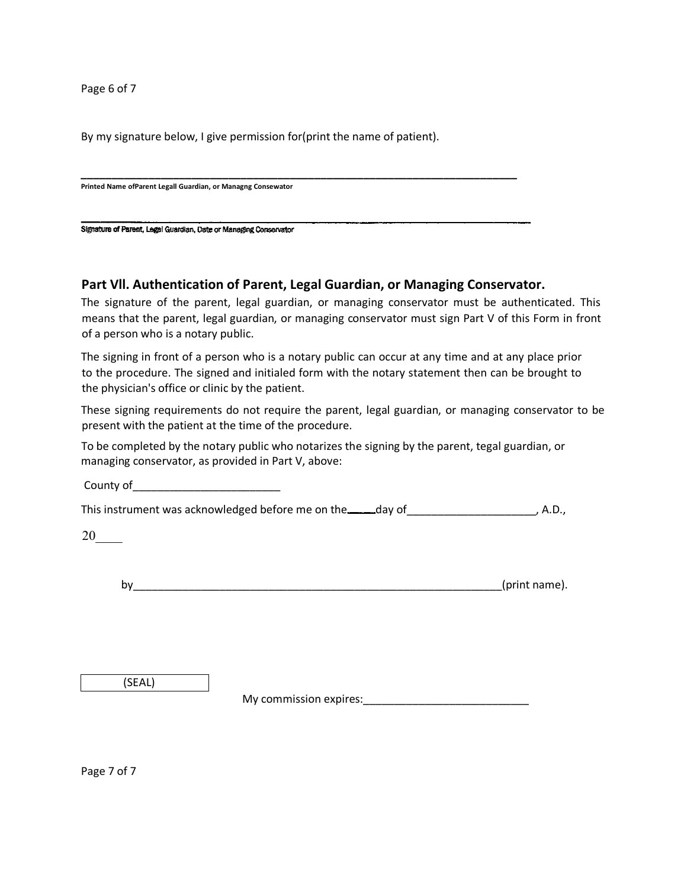By my signature below, I give permission for(print the name of patient).

______________________________________________________________________________

Printed Name ofParent Legall Guardian, or Managng Consewator

______________________________________________________________________________

Signature of Parent, Legal Guardian, Date or Managing Conservator

## Part Vll. Authentication of Parent, Legal Guardian, or Managing Conservator.

The signature of the parent, legal guardian, or managing conservator must be authenticated. This means that the parent, legal guardian, or managing conservator must sign Part V of this Form in front of a person who is a notary public.

The signing in front of a person who is a notary public can occur at any time and at any place prior to the procedure. The signed and initialed form with the notary statement then can be brought to the physician's office or clinic by the patient.

These signing requirements do not require the parent, legal guardian, or managing conservator to be present with the patient at the time of the procedure.

To be completed by the notary public who notarizes the signing by the parent, tegal guardian, or managing conservator, as provided in Part V, above:

County of________________________

This instrument was acknowledged before me on the____day of____________________, A.D.,

20____

by____________________________________________________________(print name).

(SEAL)

My commission expires:__________________________